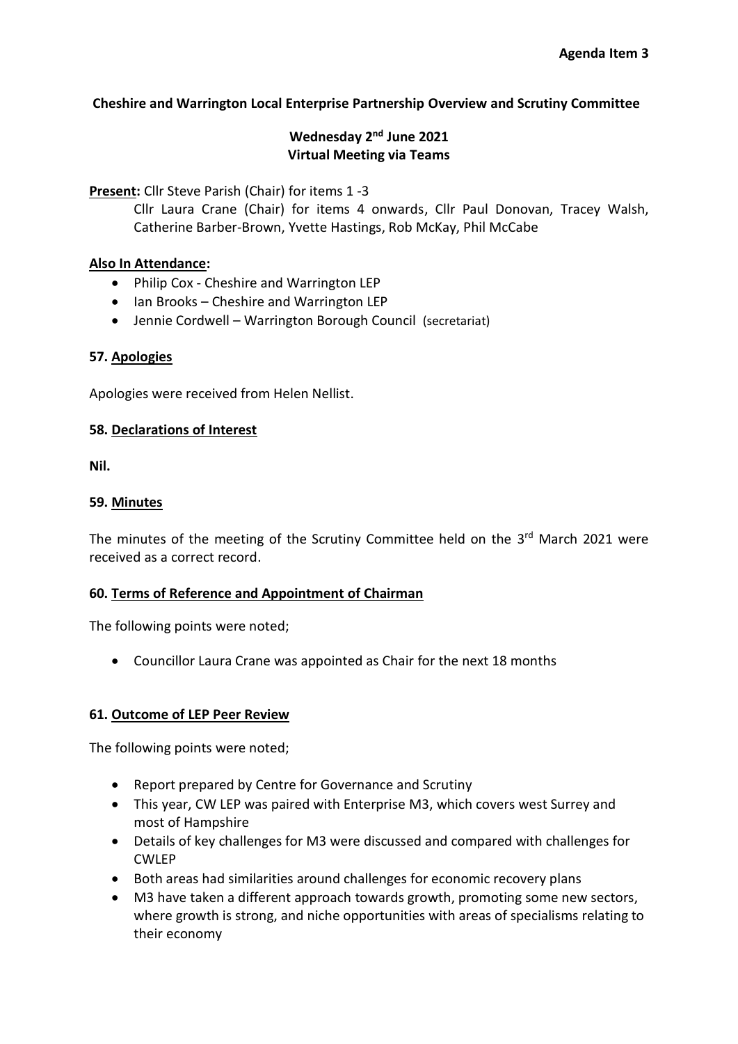**Agenda Item 3**

**Cheshire and Warrington Local Enterprise Partnership Overview and Scrutiny Committee**

**Wednesday 2nd June 2021**
**Virtual Meeting via Teams**

**Present:** Cllr Steve Parish (Chair) for items 1 -3

Cllr Laura Crane (Chair) for items 4 onwards, Cllr Paul Donovan, Tracey Walsh, Catherine Barber-Brown, Yvette Hastings, Rob McKay, Phil McCabe

**Also In Attendance:**

- Philip Cox - Cheshire and Warrington LEP
- Ian Brooks – Cheshire and Warrington LEP
- Jennie Cordwell – Warrington Borough Council (secretariat)

**57. Apologies**

Apologies were received from Helen Nellist.

**58. Declarations of Interest**

**Nil.**

**59. Minutes**

The minutes of the meeting of the Scrutiny Committee held on the 3rd March 2021 were received as a correct record.

**60. Terms of Reference and Appointment of Chairman**

The following points were noted;

- Councillor Laura Crane was appointed as Chair for the next 18 months

**61. Outcome of LEP Peer Review**

The following points were noted;

- Report prepared by Centre for Governance and Scrutiny
- This year, CW LEP was paired with Enterprise M3, which covers west Surrey and most of Hampshire
- Details of key challenges for M3 were discussed and compared with challenges for CWLEP
- Both areas had similarities around challenges for economic recovery plans
- M3 have taken a different approach towards growth, promoting some new sectors, where growth is strong, and niche opportunities with areas of specialisms relating to their economy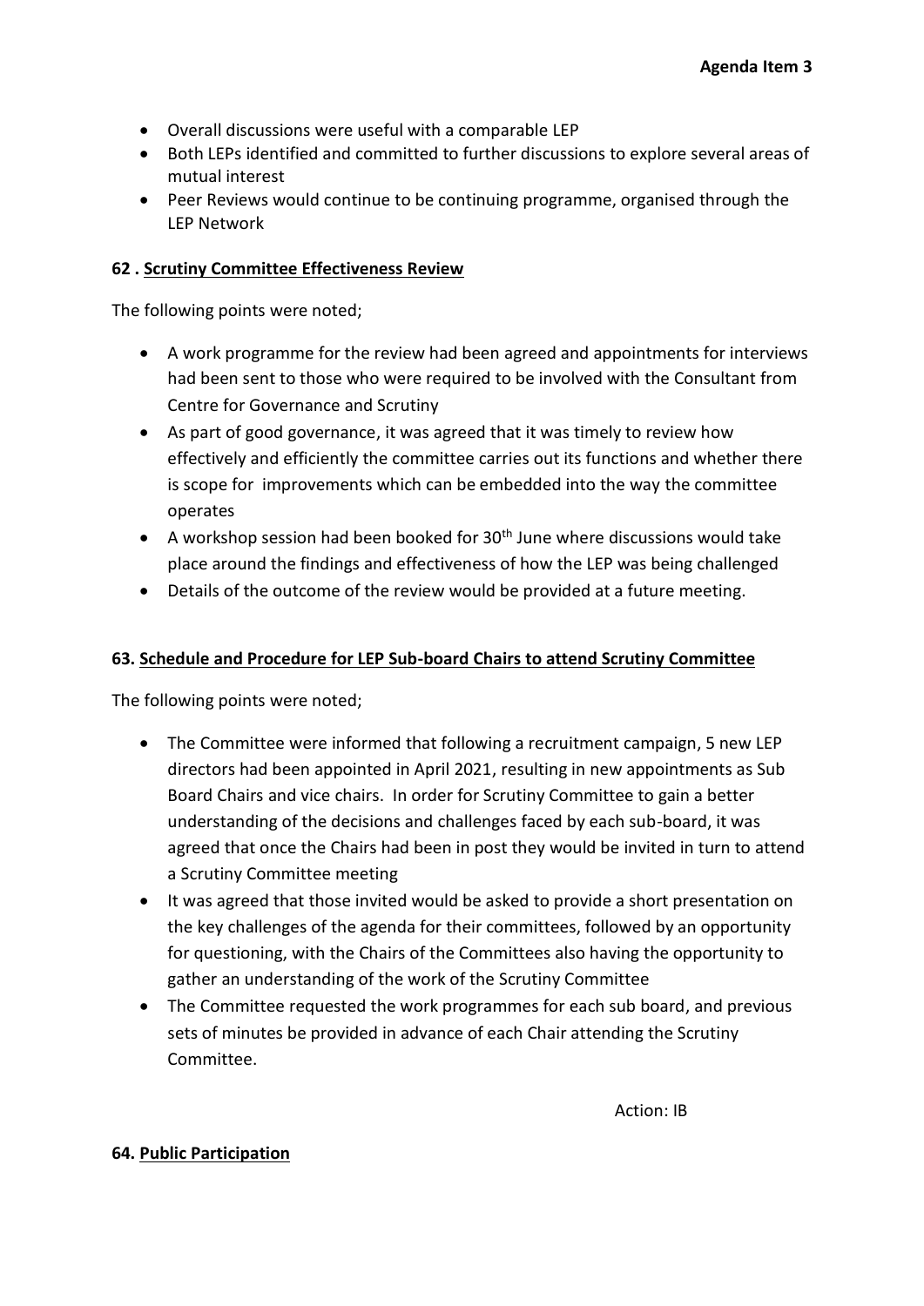- Overall discussions were useful with a comparable LEP
- Both LEPs identified and committed to further discussions to explore several areas of mutual interest
- Peer Reviews would continue to be continuing programme, organised through the LEP Network

**62 . Scrutiny Committee Effectiveness Review**

The following points were noted;

- A work programme for the review had been agreed and appointments for interviews had been sent to those who were required to be involved with the Consultant from Centre for Governance and Scrutiny
- As part of good governance, it was agreed that it was timely to review how effectively and efficiently the committee carries out its functions and whether there is scope for improvements which can be embedded into the way the committee operates
- A workshop session had been booked for 30th June where discussions would take place around the findings and effectiveness of how the LEP was being challenged
- Details of the outcome of the review would be provided at a future meeting.

**63. Schedule and Procedure for LEP Sub-board Chairs to attend Scrutiny Committee**

The following points were noted;

- The Committee were informed that following a recruitment campaign, 5 new LEP directors had been appointed in April 2021, resulting in new appointments as Sub Board Chairs and vice chairs. In order for Scrutiny Committee to gain a better understanding of the decisions and challenges faced by each sub-board, it was agreed that once the Chairs had been in post they would be invited in turn to attend a Scrutiny Committee meeting
- It was agreed that those invited would be asked to provide a short presentation on the key challenges of the agenda for their committees, followed by an opportunity for questioning, with the Chairs of the Committees also having the opportunity to gather an understanding of the work of the Scrutiny Committee
- The Committee requested the work programmes for each sub board, and previous sets of minutes be provided in advance of each Chair attending the Scrutiny Committee.

Action: IB

**64. Public Participation**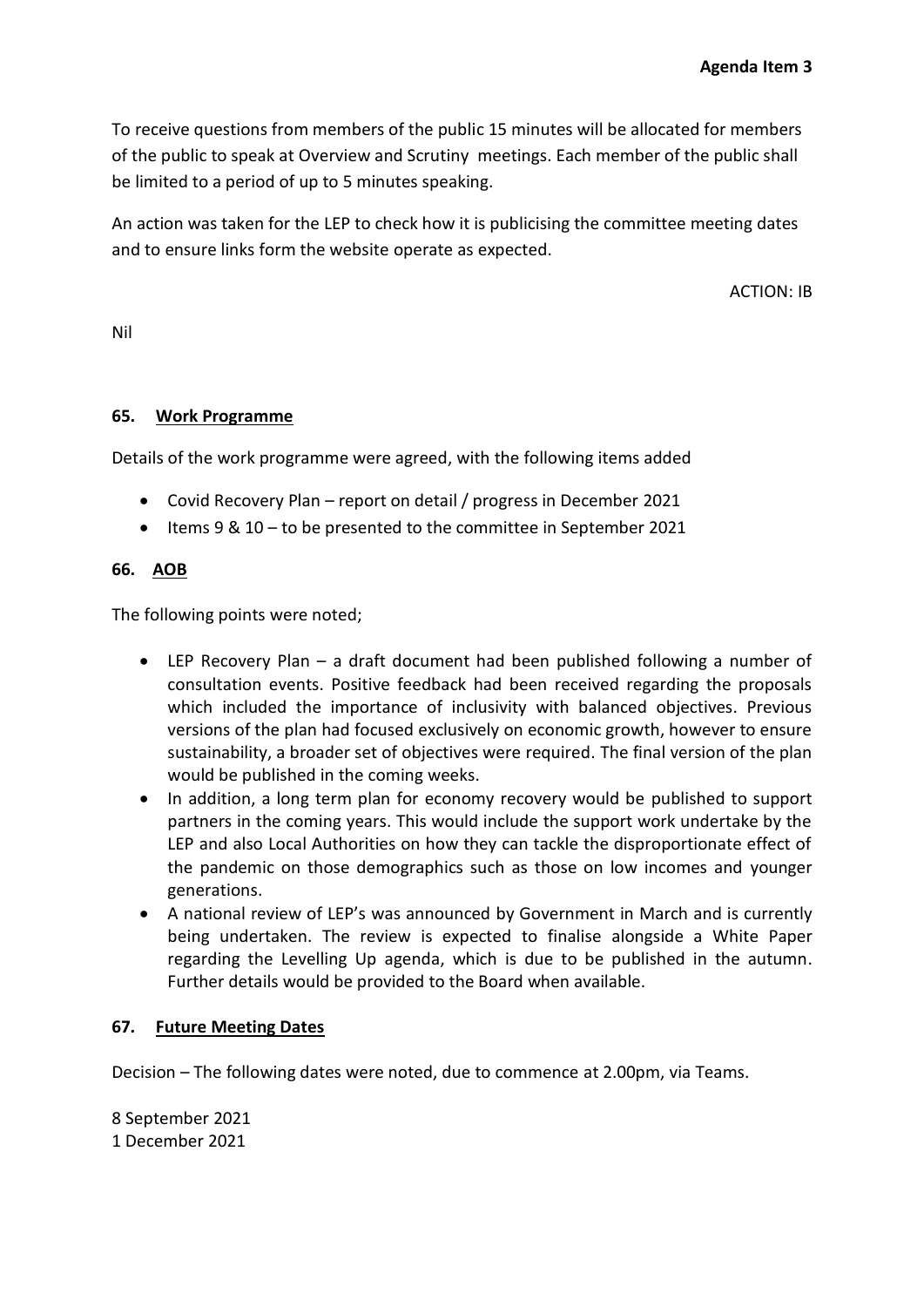**Agenda Item 3**

To receive questions from members of the public 15 minutes will be allocated for members of the public to speak at Overview and Scrutiny meetings. Each member of the public shall be limited to a period of up to 5 minutes speaking.

An action was taken for the LEP to check how it is publicising the committee meeting dates and to ensure links form the website operate as expected.

ACTION: IB

Nil

## 65. Work Programme

Details of the work programme were agreed, with the following items added

- Covid Recovery Plan – report on detail / progress in December 2021
- Items 9 & 10 – to be presented to the committee in September 2021

## 66. AOB

The following points were noted;

- LEP Recovery Plan – a draft document had been published following a number of consultation events. Positive feedback had been received regarding the proposals which included the importance of inclusivity with balanced objectives. Previous versions of the plan had focused exclusively on economic growth, however to ensure sustainability, a broader set of objectives were required. The final version of the plan would be published in the coming weeks.
- In addition, a long term plan for economy recovery would be published to support partners in the coming years. This would include the support work undertake by the LEP and also Local Authorities on how they can tackle the disproportionate effect of the pandemic on those demographics such as those on low incomes and younger generations.
- A national review of LEP's was announced by Government in March and is currently being undertaken. The review is expected to finalise alongside a White Paper regarding the Levelling Up agenda, which is due to be published in the autumn. Further details would be provided to the Board when available.

## 67. Future Meeting Dates

Decision – The following dates were noted, due to commence at 2.00pm, via Teams.

8 September 2021
1 December 2021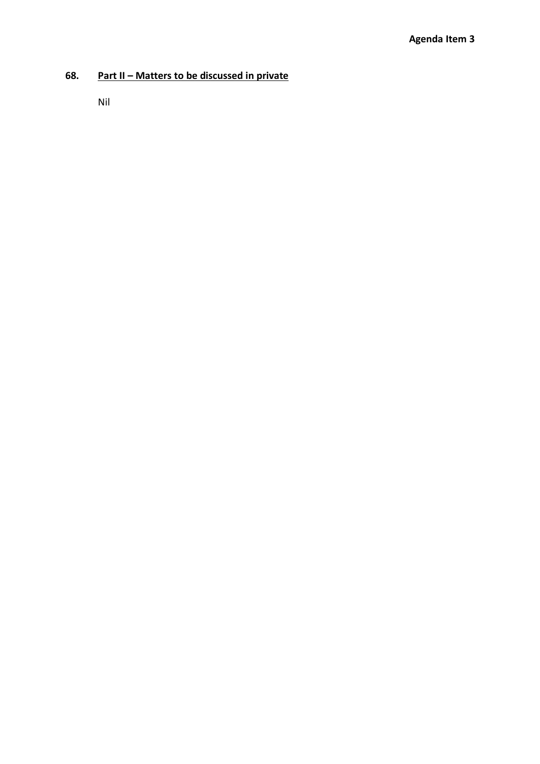**Agenda Item 3**

## 68. Part II – Matters to be discussed in private

Nil